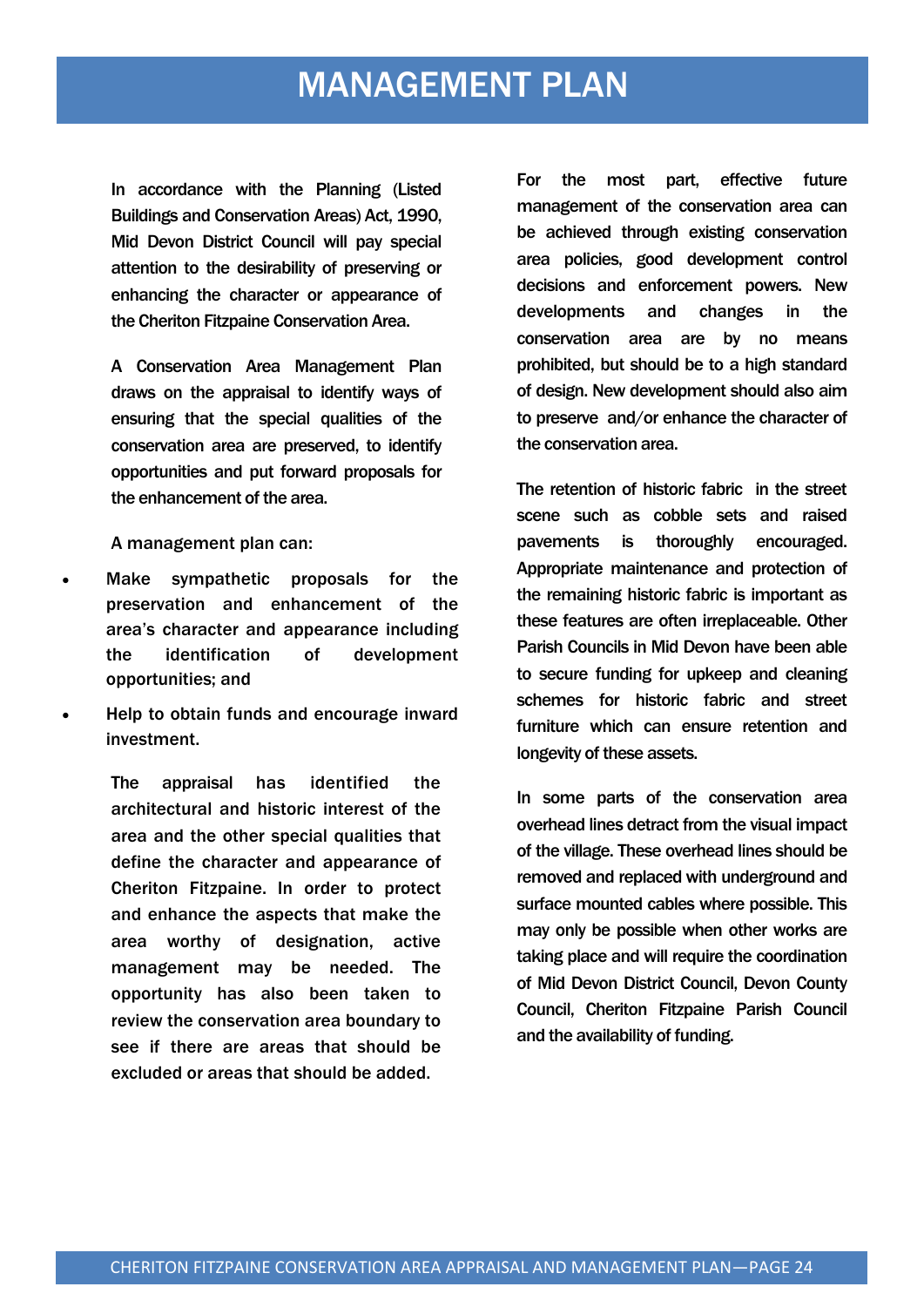# MANAGEMENT PLAN

In accordance with the Planning (Listed Buildings and Conservation Areas) Act, 1990, Mid Devon District Council will pay special attention to the desirability of preserving or enhancing the character or appearance of the Cheriton Fitzpaine Conservation Area.

A Conservation Area Management Plan draws on the appraisal to identify ways of ensuring that the special qualities of the conservation area are preserved, to identify opportunities and put forward proposals for the enhancement of the area.

A management plan can:

- Make sympathetic proposals for the preservation and enhancement of the area's character and appearance including the identification of development opportunities; and
- Help to obtain funds and encourage inward investment.

The appraisal has identified the architectural and historic interest of the area and the other special qualities that define the character and appearance of Cheriton Fitzpaine. In order to protect and enhance the aspects that make the area worthy of designation, active management may be needed. The opportunity has also been taken to review the conservation area boundary to see if there are areas that should be excluded or areas that should be added.

For the most part, effective future management of the conservation area can be achieved through existing conservation area policies, good development control decisions and enforcement powers. New developments and changes in the conservation area are by no means prohibited, but should be to a high standard of design. New development should also aim to preserve and/or enhance the character of the conservation area.

The retention of historic fabric in the street scene such as cobble sets and raised pavements is thoroughly encouraged. Appropriate maintenance and protection of the remaining historic fabric is important as these features are often irreplaceable. Other Parish Councils in Mid Devon have been able to secure funding for upkeep and cleaning schemes for historic fabric and street furniture which can ensure retention and longevity of these assets.

In some parts of the conservation area overhead lines detract from the visual impact of the village. These overhead lines should be removed and replaced with underground and surface mounted cables where possible. This may only be possible when other works are taking place and will require the coordination of Mid Devon District Council, Devon County Council, Cheriton Fitzpaine Parish Council and the availability of funding.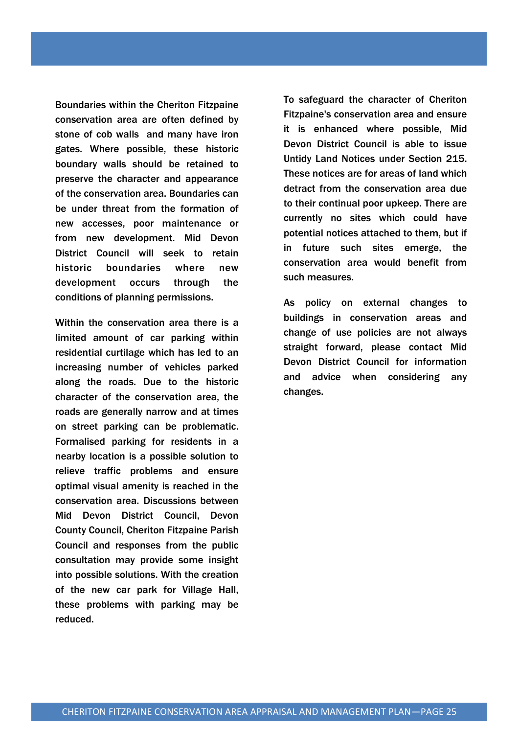Boundaries within the Cheriton Fitzpaine conservation area are often defined by stone of cob walls  and many have iron gates. Where possible, these historic boundary walls should be retained to preserve the character and appearance of the conservation area. Boundaries can be under threat from the formation of new accesses, poor maintenance or from new development. Mid Devon District Council will seek to retain historic boundaries where new development occurs through the conditions of planning permissions.

Within the conservation area there is a limited amount of car parking within residential curtilage which has led to an increasing number of vehicles parked along the roads. Due to the historic character of the conservation area, the roads are generally narrow and at times on street parking can be problematic. Formalised parking for residents in a nearby location is a possible solution to relieve traffic problems and ensure optimal visual amenity is reached in the conservation area. Discussions between Mid Devon District Council, Devon County Council, Cheriton Fitzpaine Parish Council and responses from the public consultation may provide some insight into possible solutions. With the creation of the new car park for Village Hall, these problems with parking may be reduced.

To safeguard the character of Cheriton Fitzpaine's conservation area and ensure it is enhanced where possible, Mid Devon District Council is able to issue Untidy Land Notices under Section 215. These notices are for areas of land which detract from the conservation area due to their continual poor upkeep. There are currently no sites which could have potential notices attached to them, but if in future such sites emerge, the conservation area would benefit from such measures.

As policy on external changes to buildings in conservation areas and change of use policies are not always straight forward, please contact Mid Devon District Council for information and advice when considering any changes.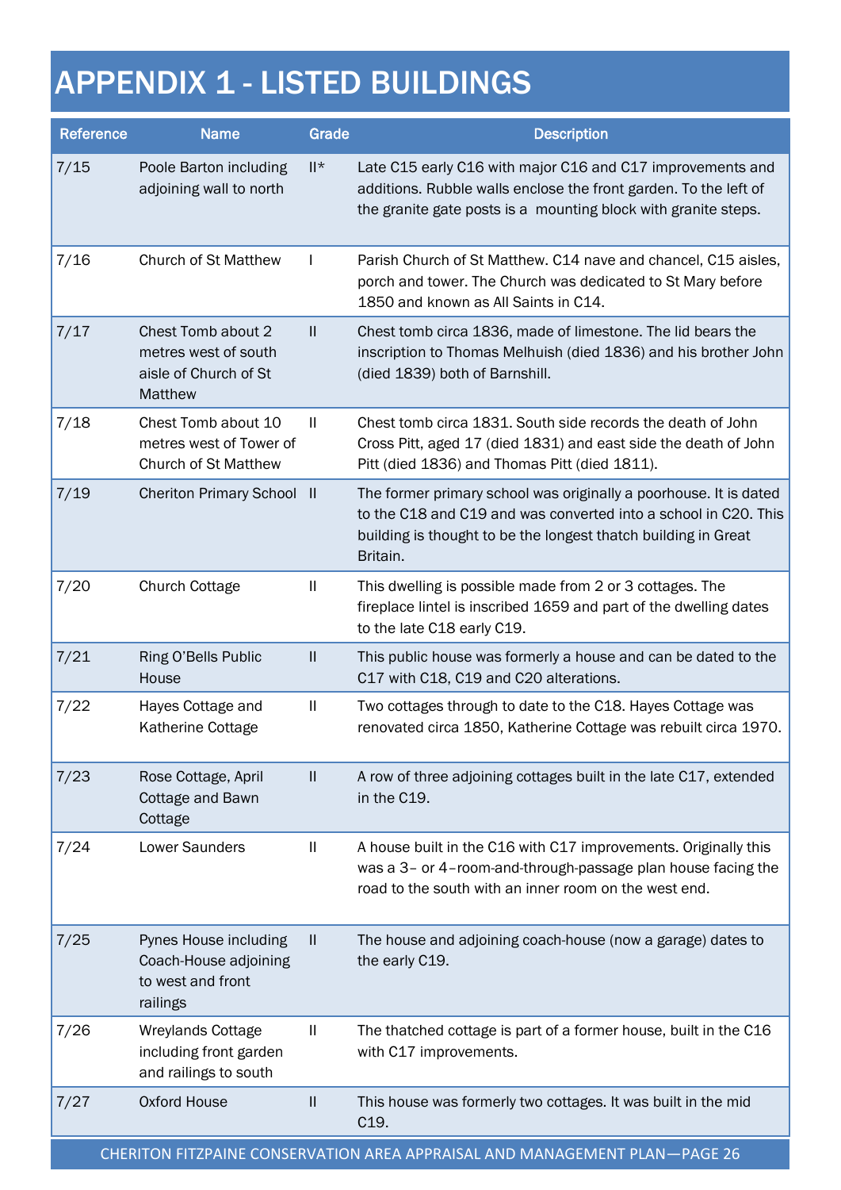# APPENDIX 1 - LISTED BUILDINGS

| Reference | Name | Grade | Description |
|---|---|---|---|
| 7/15 | Poole Barton including adjoining wall to north | II* | Late C15 early C16 with major C16 and C17 improvements and additions. Rubble walls enclose the front garden. To the left of the granite gate posts is a mounting block with granite steps. |
| 7/16 | Church of St Matthew | I | Parish Church of St Matthew. C14 nave and chancel, C15 aisles, porch and tower. The Church was dedicated to St Mary before 1850 and known as All Saints in C14. |
| 7/17 | Chest Tomb about 2 metres west of south aisle of Church of St Matthew | II | Chest tomb circa 1836, made of limestone. The lid bears the inscription to Thomas Melhuish (died 1836) and his brother John (died 1839) both of Barnshill. |
| 7/18 | Chest Tomb about 10 metres west of Tower of Church of St Matthew | II | Chest tomb circa 1831. South side records the death of John Cross Pitt, aged 17 (died 1831) and east side the death of John Pitt (died 1836) and Thomas Pitt (died 1811). |
| 7/19 | Cheriton Primary School | II | The former primary school was originally a poorhouse. It is dated to the C18 and C19 and was converted into a school in C20. This building is thought to be the longest thatch building in Great Britain. |
| 7/20 | Church Cottage | II | This dwelling is possible made from 2 or 3 cottages. The fireplace lintel is inscribed 1659 and part of the dwelling dates to the late C18 early C19. |
| 7/21 | Ring O'Bells Public House | II | This public house was formerly a house and can be dated to the C17 with C18, C19 and C20 alterations. |
| 7/22 | Hayes Cottage and Katherine Cottage | II | Two cottages through to date to the C18. Hayes Cottage was renovated circa 1850, Katherine Cottage was rebuilt circa 1970. |
| 7/23 | Rose Cottage, April Cottage and Bawn Cottage | II | A row of three adjoining cottages built in the late C17, extended in the C19. |
| 7/24 | Lower Saunders | II | A house built in the C16 with C17 improvements. Originally this was a 3– or 4–room-and-through-passage plan house facing the road to the south with an inner room on the west end. |
| 7/25 | Pynes House including Coach-House adjoining to west and front railings | II | The house and adjoining coach-house (now a garage) dates to the early C19. |
| 7/26 | Wreylands Cottage including front garden and railings to south | II | The thatched cottage is part of a former house, built in the C16 with C17 improvements. |
| 7/27 | Oxford House | II | This house was formerly two cottages. It was built in the mid C19. |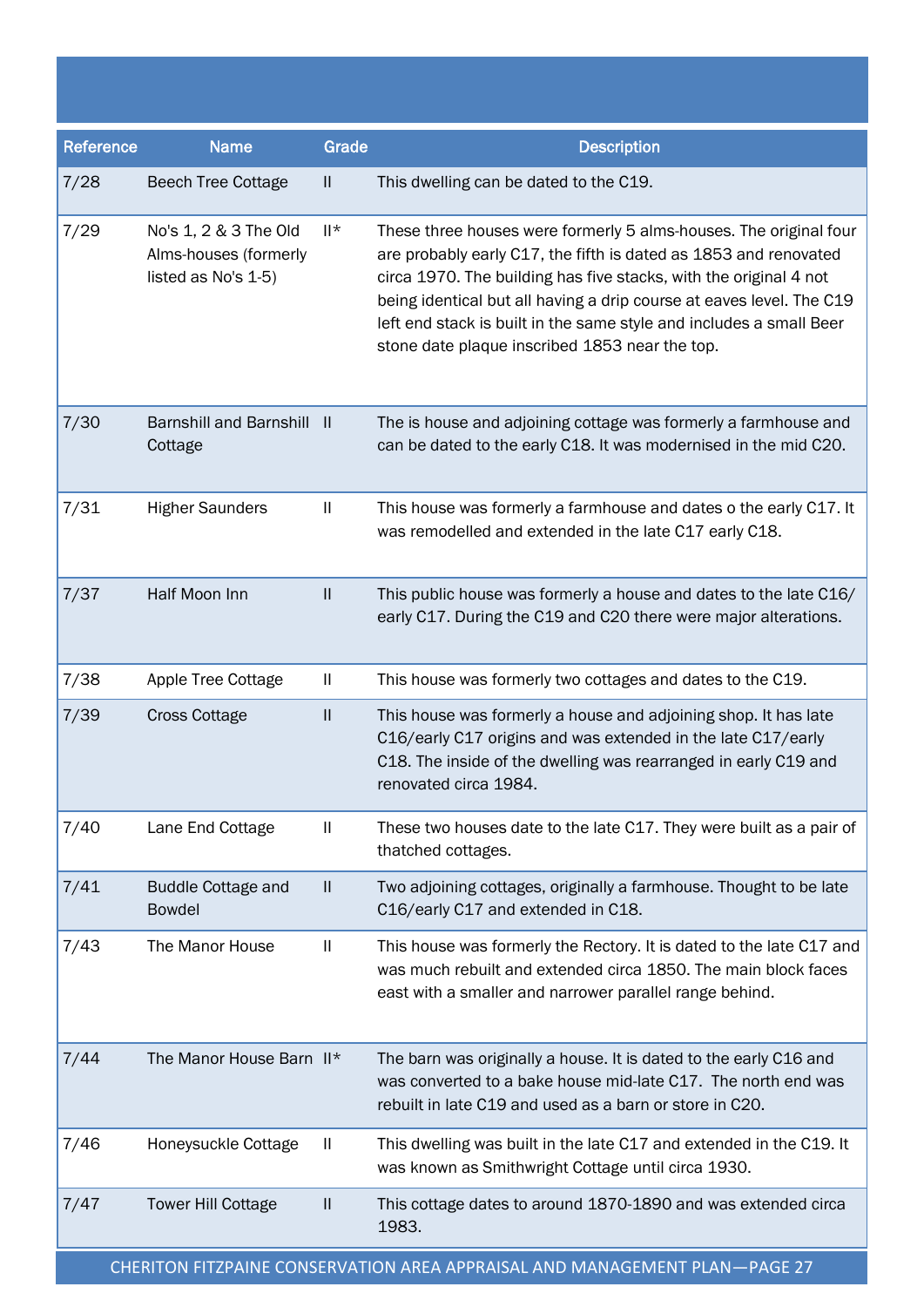| Reference | Name | Grade | Description |
|---|---|---|---|
| 7/28 | Beech Tree Cottage | II | This dwelling can be dated to the C19. |
| 7/29 | No's 1, 2 & 3 The Old Alms-houses (formerly listed as No's 1-5) | II* | These three houses were formerly 5 alms-houses. The original four are probably early C17, the fifth is dated as 1853 and renovated circa 1970. The building has five stacks, with the original 4 not being identical but all having a drip course at eaves level. The C19 left end stack is built in the same style and includes a small Beer stone date plaque inscribed 1853 near the top. |
| 7/30 | Barnshill and Barnshill Cottage | II | The is house and adjoining cottage was formerly a farmhouse and can be dated to the early C18. It was modernised in the mid C20. |
| 7/31 | Higher Saunders | II | This house was formerly a farmhouse and dates o the early C17. It was remodelled and extended in the late C17 early C18. |
| 7/37 | Half Moon Inn | II | This public house was formerly a house and dates to the late C16/ early C17. During the C19 and C20 there were major alterations. |
| 7/38 | Apple Tree Cottage | II | This house was formerly two cottages and dates to the C19. |
| 7/39 | Cross Cottage | II | This house was formerly a house and adjoining shop. It has late C16/early C17 origins and was extended in the late C17/early C18. The inside of the dwelling was rearranged in early C19 and renovated circa 1984. |
| 7/40 | Lane End Cottage | II | These two houses date to the late C17. They were built as a pair of thatched cottages. |
| 7/41 | Buddle Cottage and Bowdel | II | Two adjoining cottages, originally a farmhouse. Thought to be late C16/early C17 and extended in C18. |
| 7/43 | The Manor House | II | This house was formerly the Rectory. It is dated to the late C17 and was much rebuilt and extended circa 1850. The main block faces east with a smaller and narrower parallel range behind. |
| 7/44 | The Manor House Barn | II* | The barn was originally a house. It is dated to the early C16 and was converted to a bake house mid-late C17. The north end was rebuilt in late C19 and used as a barn or store in C20. |
| 7/46 | Honeysuckle Cottage | II | This dwelling was built in the late C17 and extended in the C19. It was known as Smithwright Cottage until circa 1930. |
| 7/47 | Tower Hill Cottage | II | This cottage dates to around 1870-1890 and was extended circa 1983. |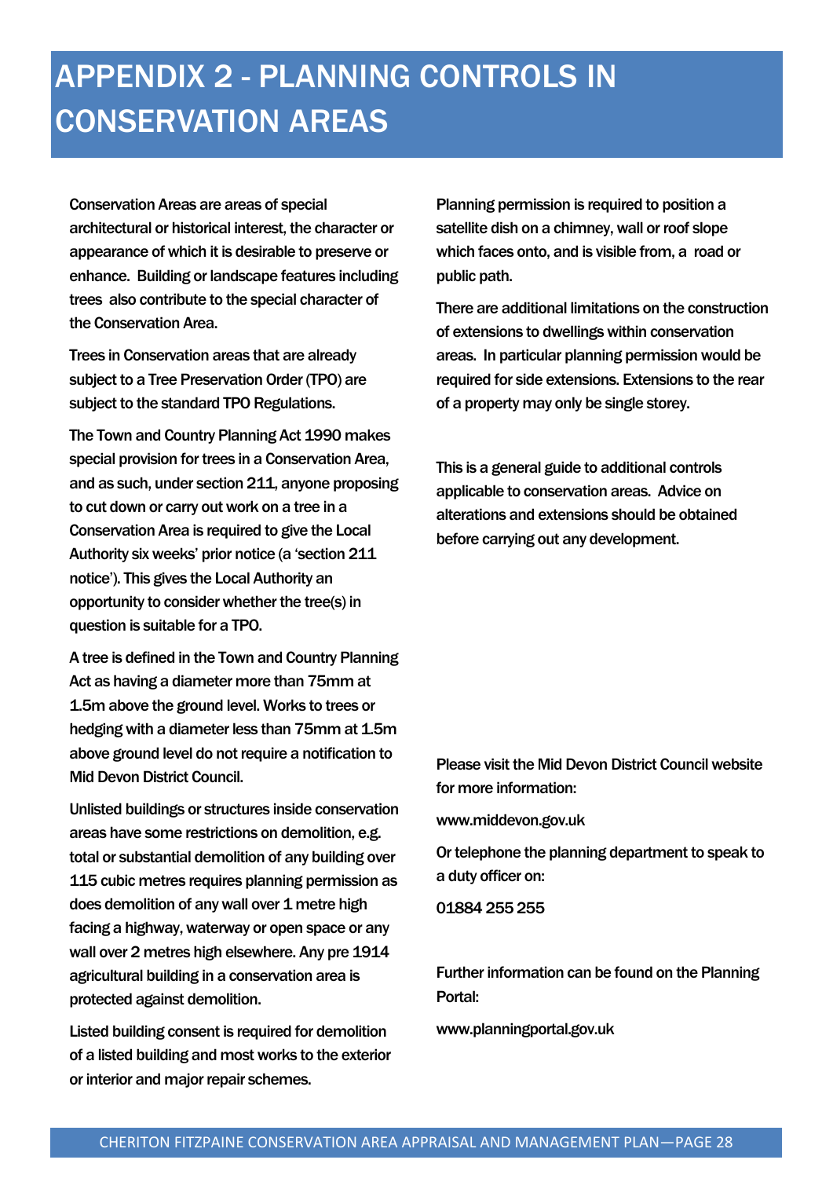# APPENDIX 2 - PLANNING CONTROLS IN CONSERVATION AREAS

Conservation Areas are areas of special architectural or historical interest, the character or appearance of which it is desirable to preserve or enhance. Building or landscape features including trees also contribute to the special character of the Conservation Area.

Trees in Conservation areas that are already subject to a Tree Preservation Order (TPO) are subject to the standard TPO Regulations.

The Town and Country Planning Act 1990 makes special provision for trees in a Conservation Area, and as such, under section 211, anyone proposing to cut down or carry out work on a tree in a Conservation Area is required to give the Local Authority six weeks' prior notice (a 'section 211 notice'). This gives the Local Authority an opportunity to consider whether the tree(s) in question is suitable for a TPO.

A tree is defined in the Town and Country Planning Act as having a diameter more than 75mm at 1.5m above the ground level. Works to trees or hedging with a diameter less than 75mm at 1.5m above ground level do not require a notification to Mid Devon District Council.

Unlisted buildings or structures inside conservation areas have some restrictions on demolition, e.g. total or substantial demolition of any building over 115 cubic metres requires planning permission as does demolition of any wall over 1 metre high facing a highway, waterway or open space or any wall over 2 metres high elsewhere. Any pre 1914 agricultural building in a conservation area is protected against demolition.

Listed building consent is required for demolition of a listed building and most works to the exterior or interior and major repair schemes.

Planning permission is required to position a satellite dish on a chimney, wall or roof slope which faces onto, and is visible from, a road or public path.

There are additional limitations on the construction of extensions to dwellings within conservation areas. In particular planning permission would be required for side extensions. Extensions to the rear of a property may only be single storey.

This is a general guide to additional controls applicable to conservation areas. Advice on alterations and extensions should be obtained before carrying out any development.

Please visit the Mid Devon District Council website for more information:

www.middevon.gov.uk

Or telephone the planning department to speak to a duty officer on:

01884 255 255

Further information can be found on the Planning Portal:

www.planningportal.gov.uk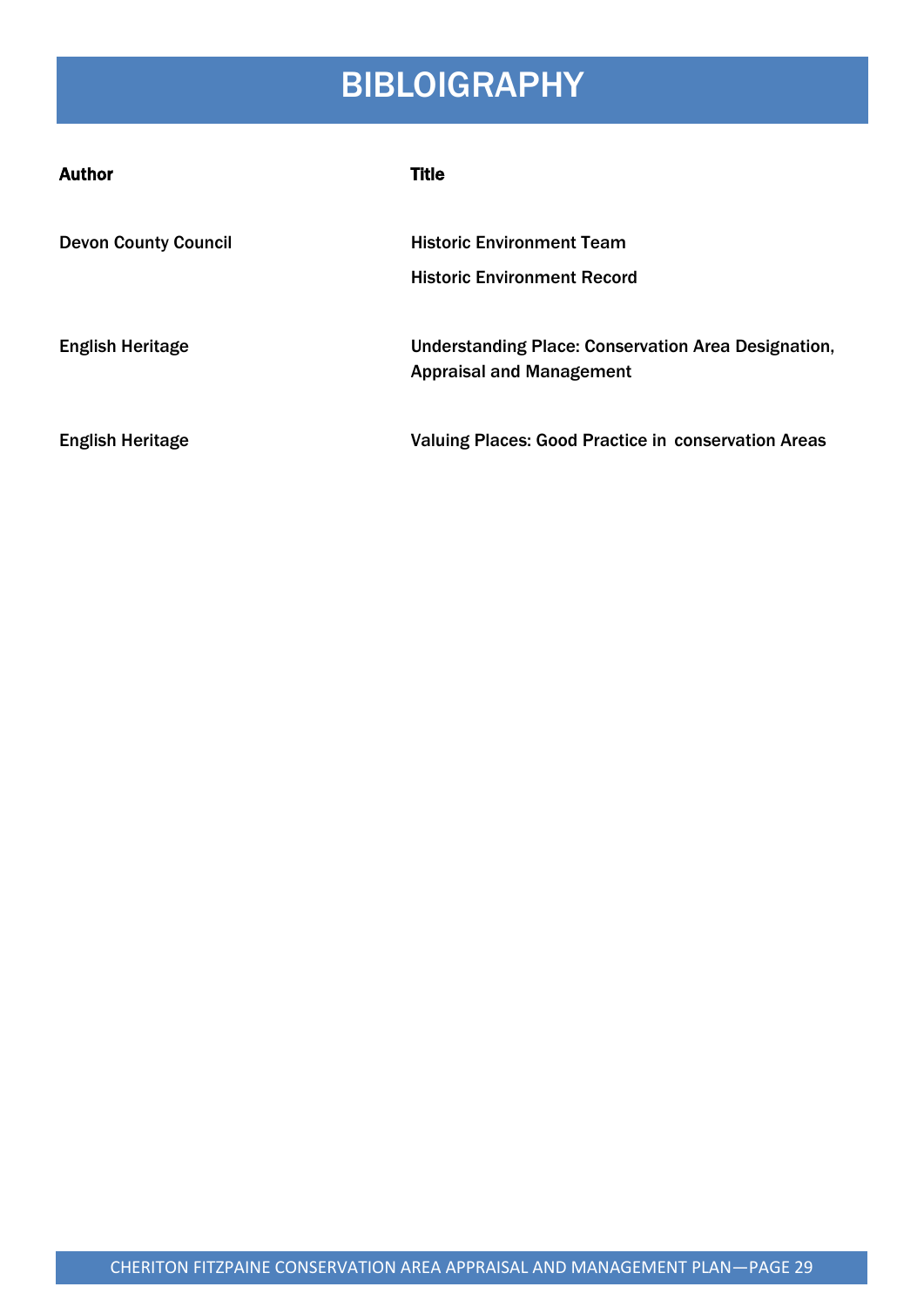# BIBLOIGRAPHY

| Author | Title |
|---|---|
| Devon County Council | Historic Environment Team<br>Historic Environment Record |
| English Heritage | Understanding Place: Conservation Area Designation, Appraisal and Management |
| English Heritage | Valuing Places: Good Practice in conservation Areas |